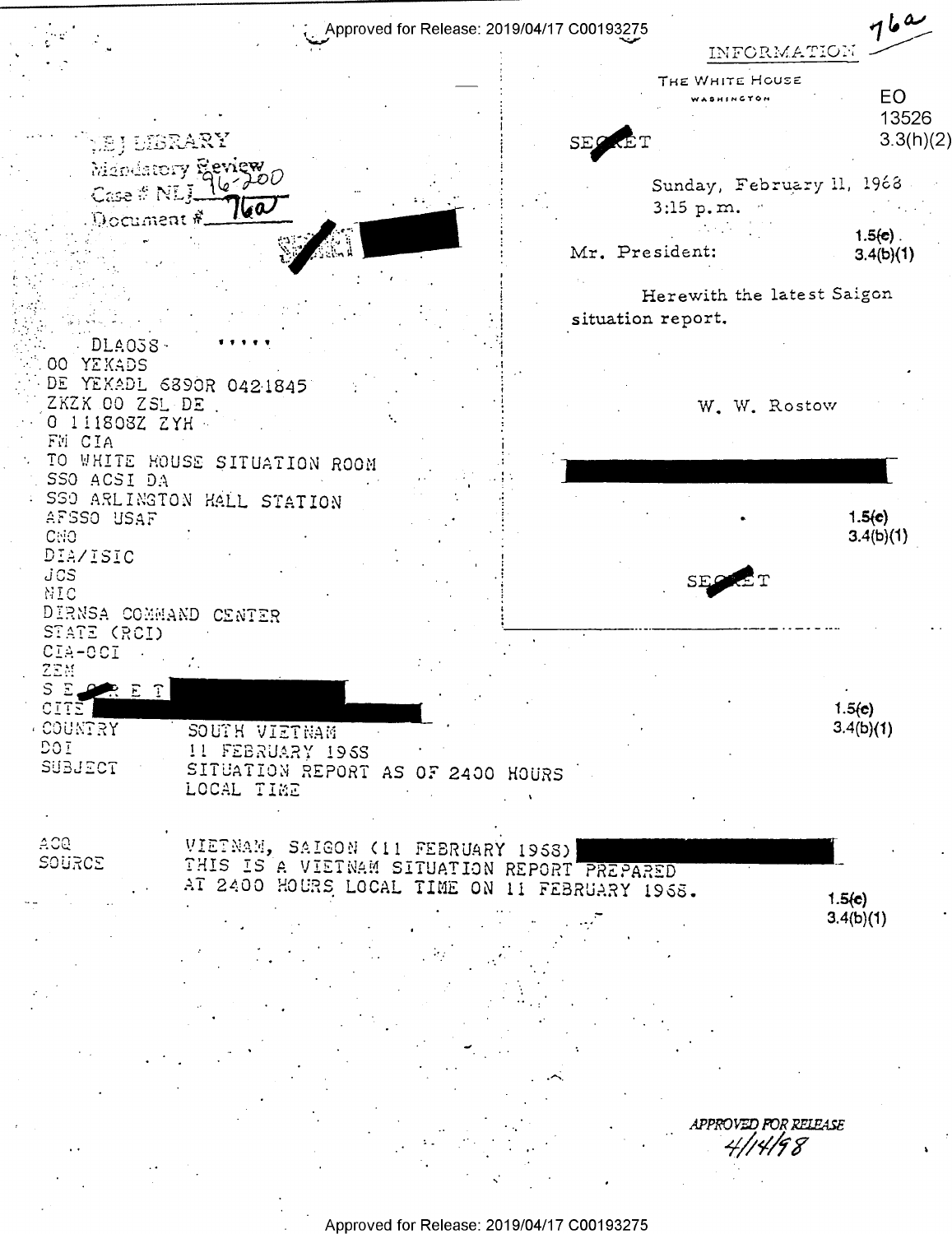INFORMATION

76a

THE WHITE HOUSE
WASHINGTON

EO 13526 3.3(h)(2)

SECRET

Sunday, February 11, 1968
3:15 p.m.

1.5(c)
3.4(b)(1)

Mr. President:

Herewith the latest Saigon situation report.

W. W. Rostow

1.5(c)
3.4(b)(1)

SECRET

LBJ LIBRARY
Mandatory Review
Case # NLJ 96-200
Document # 76a

SECRET

DLA058
OO YEKADS
DE YEKADL 6890R 0421845
ZKZK OO ZSL DE
O 111808Z ZYH
FM CIA
TO WHITE HOUSE SITUATION ROOM
SSO ACSI DA
SSO ARLINGTON HALL STATION
AFSSO USAF
CNO
DIA/ISIC
JCS
NIC
DIRNSA COMMAND CENTER
STATE (RCI)
CIA-OCI
ZEM
S E C R E T
CITE

1.5(c)
3.4(b)(1)

COUNTRY SOUTH VIETNAM
DOI 11 FEBRUARY 1968
SUBJECT SITUATION REPORT AS OF 2400 HOURS LOCAL TIME

ACQ VIETNAM, SAIGON (11 FEBRUARY 1968)
SOURCE THIS IS A VIETNAM SITUATION REPORT PREPARED AT 2400 HOURS LOCAL TIME ON 11 FEBRUARY 1968.

1.5(c)
3.4(b)(1)

APPROVED FOR RELEASE
4/14/98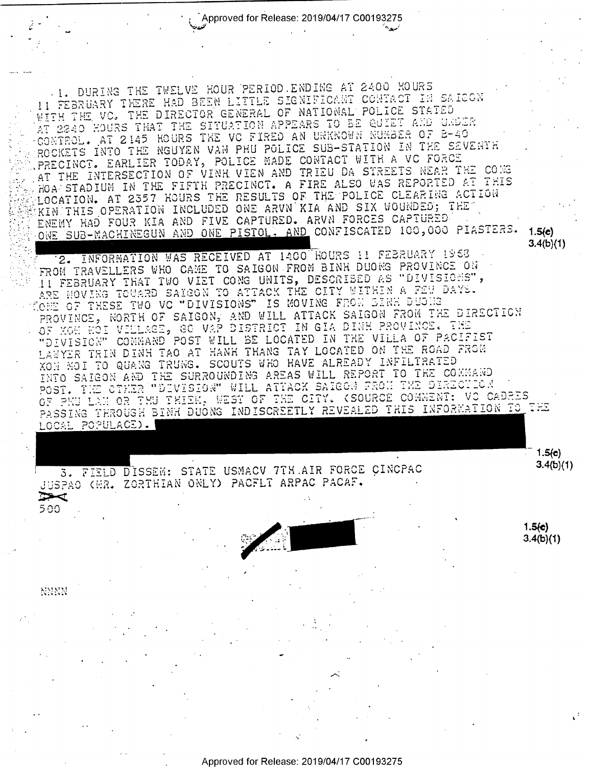1. DURING THE TWELVE HOUR PERIOD ENDING AT 2400 HOURS 11 FEBRUARY THERE HAD BEEN LITTLE SIGNIFICANT CONTACT IN SAIGON WITH THE VC. THE DIRECTOR GENERAL OF NATIONAL POLICE STATED AT 2240 HOURS THAT THE SITUATION APPEARS TO BE QUIET AND UNDER CONTROL. AT 2145 HOURS THE VC FIRED AN UNKNOWN NUMBER OF B-40 ROCKETS INTO THE NGUYEN VAN PHU POLICE SUB-STATION IN THE SEVENTH PRECINCT. EARLIER TODAY, POLICE MADE CONTACT WITH A VC FORCE AT THE INTERSECTION OF VINH VIEN AND TRIEU DA STREETS NEAR THE CONG HOA STADIUM IN THE FIFTH PRECINCT. A FIRE ALSO WAS REPORTED AT THIS LOCATION. AT 2357 HOURS THE RESULTS OF THE POLICE CLEARING ACTION KIN THIS OPERATION INCLUDED ONE ARVN KIA AND SIX WOUNDED; THE ENEMY HAD FOUR KIA AND FIVE CAPTURED. ARVN FORCES CAPTURED ONE SUB-MACHINEGUN AND ONE PISTOL, AND CONFISCATED 100,000 PIASTERS.

1.5(c)
3.4(b)(1)

2. INFORMATION WAS RECEIVED AT 1400 HOURS 11 FEBRUARY 1968 FROM TRAVELLERS WHO CAME TO SAIGON FROM BINH DUONG PROVINCE ON 11 FEBRUARY THAT TWO VIET CONG UNITS, DESCRIBED AS "DIVISIONS", ARE MOVING TOWARD SAIGON TO ATTACK THE CITY WITHIN A FEW DAYS. ONE OF THESE TWO VC "DIVISIONS" IS MOVING FROM BINH DUONG PROVINCE, NORTH OF SAIGON, AND WILL ATTACK SAIGON FROM THE DIRECTION OF XOM MOI VILLAGE, GO VAP DISTRICT IN GIA DINH PROVINCE. THE "DIVISION" COMMAND POST WILL BE LOCATED IN THE VILLA OF PACIFIST LAWYER TRIN DINH TAO AT HANH THANG TAY LOCATED ON THE ROAD FROM XOM MOI TO QUANG TRUNG. SCOUTS WHO HAVE ALREADY INFILTRATED INTO SAIGON AND THE SURROUNDING AREAS WILL REPORT TO THE COMMAND POST. THE OTHER "DIVISION" WILL ATTACK SAIGON FROM THE DIRECTION OF PHU LAM OR THU THIEM, WEST OF THE CITY. (SOURCE COMMENT: VC CADRES PASSING THROUGH BINH DUONG INDISCREETLY REVEALED THIS INFORMATION TO THE LOCAL POPULACE).

1.5(c)
3.4(b)(1)

3. FIELD DISSEM: STATE USMACV 7TH AIR FORCE CINCPAC JUSPAO (MR. ZORTHIAN ONLY) PACFLT ARPAC PACAF.

500

1.5(c)
3.4(b)(1)

NNNN